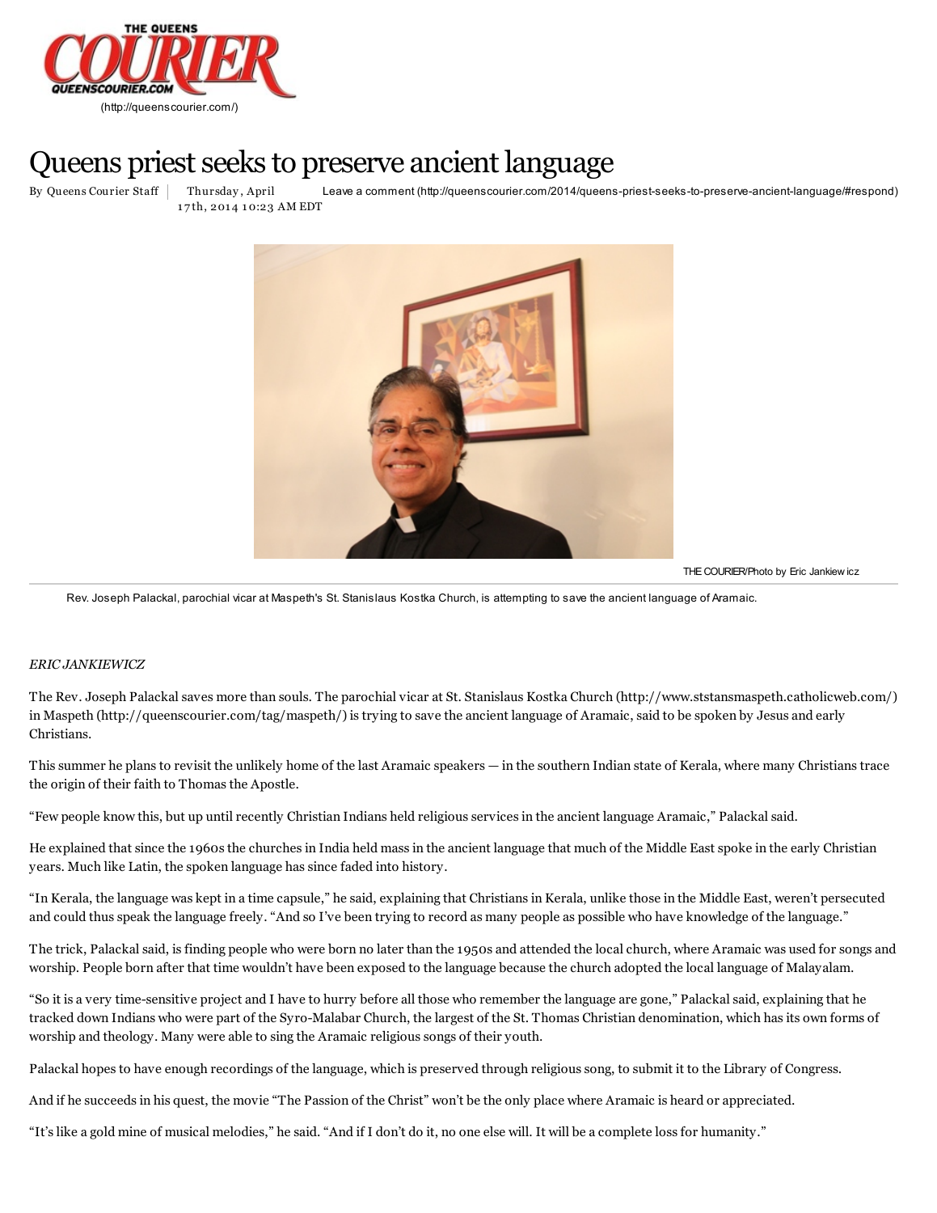THE QUEENS COURIER QUEENSCOURIER.COM (http://queenscourier.com/)

# Queens priest seeks to preserve ancient language

By Queens Courier Staff | Thursday, April 17th, 2014 10:23 AM EDT  Leave a comment (http://queenscourier.com/2014/queens-priest-seeks-to-preserve-ancient-language/#respond)

THE COURIER/Photo by Eric Jankiewicz

Rev. Joseph Palackal, parochial vicar at Maspeth's St. Stanislaus Kostka Church, is attempting to save the ancient language of Aramaic.

*ERIC JANKIEWICZ*

The Rev. Joseph Palackal saves more than souls. The parochial vicar at St. Stanislaus Kostka Church (http://www.ststansmaspeth.catholicweb.com/) in Maspeth (http://queenscourier.com/tag/maspeth/) is trying to save the ancient language of Aramaic, said to be spoken by Jesus and early Christians.

This summer he plans to revisit the unlikely home of the last Aramaic speakers — in the southern Indian state of Kerala, where many Christians trace the origin of their faith to Thomas the Apostle.

"Few people know this, but up until recently Christian Indians held religious services in the ancient language Aramaic," Palackal said.

He explained that since the 1960s the churches in India held mass in the ancient language that much of the Middle East spoke in the early Christian years. Much like Latin, the spoken language has since faded into history.

"In Kerala, the language was kept in a time capsule," he said, explaining that Christians in Kerala, unlike those in the Middle East, weren't persecuted and could thus speak the language freely. "And so I've been trying to record as many people as possible who have knowledge of the language."

The trick, Palackal said, is finding people who were born no later than the 1950s and attended the local church, where Aramaic was used for songs and worship. People born after that time wouldn't have been exposed to the language because the church adopted the local language of Malayalam.

"So it is a very time-sensitive project and I have to hurry before all those who remember the language are gone," Palackal said, explaining that he tracked down Indians who were part of the Syro-Malabar Church, the largest of the St. Thomas Christian denomination, which has its own forms of worship and theology. Many were able to sing the Aramaic religious songs of their youth.

Palackal hopes to have enough recordings of the language, which is preserved through religious song, to submit it to the Library of Congress.

And if he succeeds in his quest, the movie "The Passion of the Christ" won't be the only place where Aramaic is heard or appreciated.

"It's like a gold mine of musical melodies," he said. "And if I don't do it, no one else will. It will be a complete loss for humanity."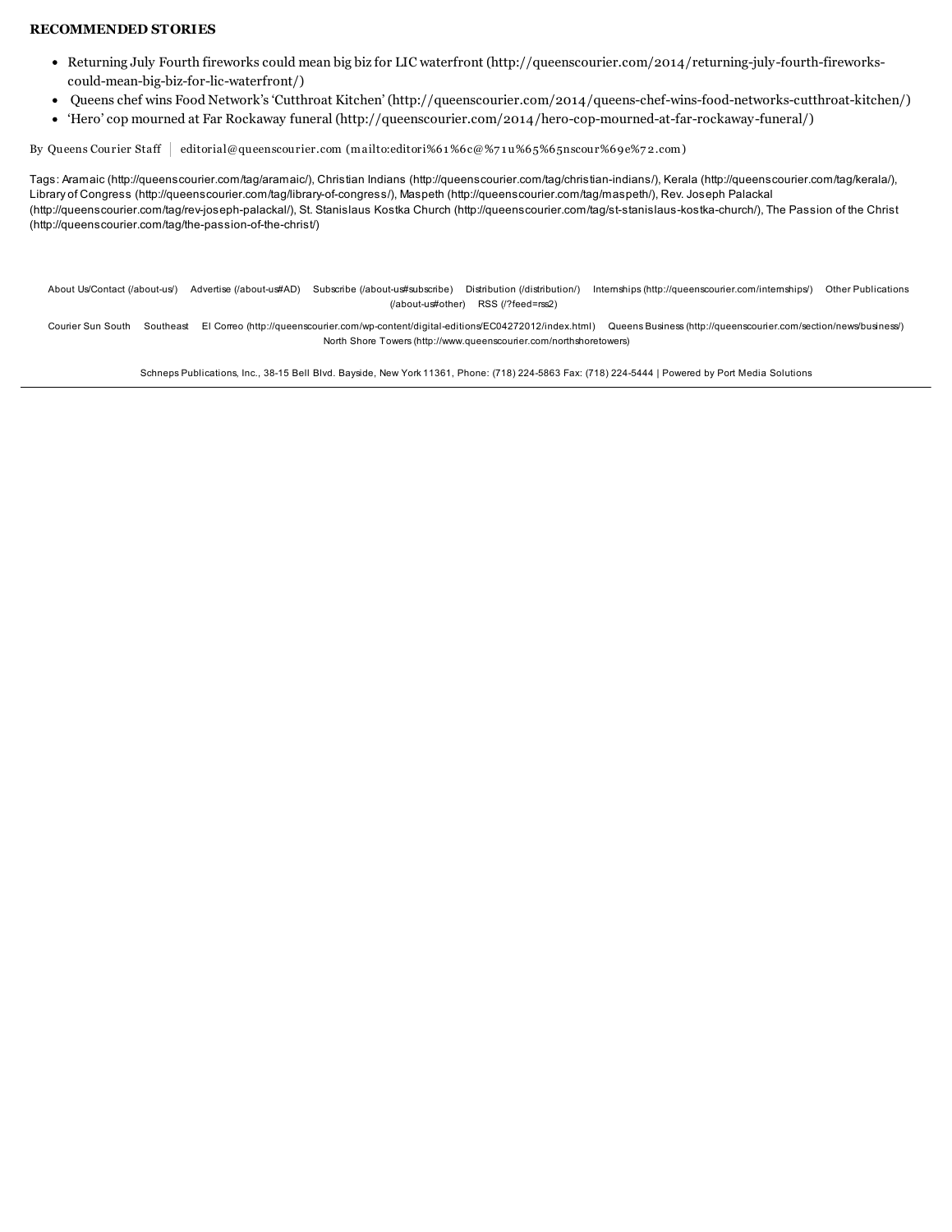**RECOMMENDED STORIES**

- Returning July Fourth fireworks could mean big biz for LIC waterfront (http://queenscourier.com/2014/returning-july-fourth-fireworks-could-mean-big-biz-for-lic-waterfront/)
- Queens chef wins Food Network's 'Cutthroat Kitchen' (http://queenscourier.com/2014/queens-chef-wins-food-networks-cutthroat-kitchen/)
- 'Hero' cop mourned at Far Rockaway funeral (http://queenscourier.com/2014/hero-cop-mourned-at-far-rockaway-funeral/)

By Queens Courier Staff | editorial@queenscourier.com (mailto:editori%61%6c@%71u%65%65nscour%69e%72.com)

Tags: Aramaic (http://queenscourier.com/tag/aramaic/), Christian Indians (http://queenscourier.com/tag/christian-indians/), Kerala (http://queenscourier.com/tag/kerala/), Library of Congress (http://queenscourier.com/tag/library-of-congress/), Maspeth (http://queenscourier.com/tag/maspeth/), Rev. Joseph Palackal (http://queenscourier.com/tag/rev-joseph-palackal/), St. Stanislaus Kostka Church (http://queenscourier.com/tag/st-stanislaus-kostka-church/), The Passion of the Christ (http://queenscourier.com/tag/the-passion-of-the-christ/)

About Us/Contact (/about-us/) Advertise (/about-us#AD) Subscribe (/about-us#subscribe) Distribution (/distribution/) Internships (http://queenscourier.com/internships/) Other Publications (/about-us#other) RSS (/?feed=rss2)

Courier Sun South Southeast El Correo (http://queenscourier.com/wp-content/digital-editions/EC04272012/index.html) Queens Business (http://queenscourier.com/section/news/business/) North Shore Towers (http://www.queenscourier.com/northshoretowers)

Schneps Publications, Inc., 38-15 Bell Blvd. Bayside, New York 11361, Phone: (718) 224-5863 Fax: (718) 224-5444 | Powered by Port Media Solutions